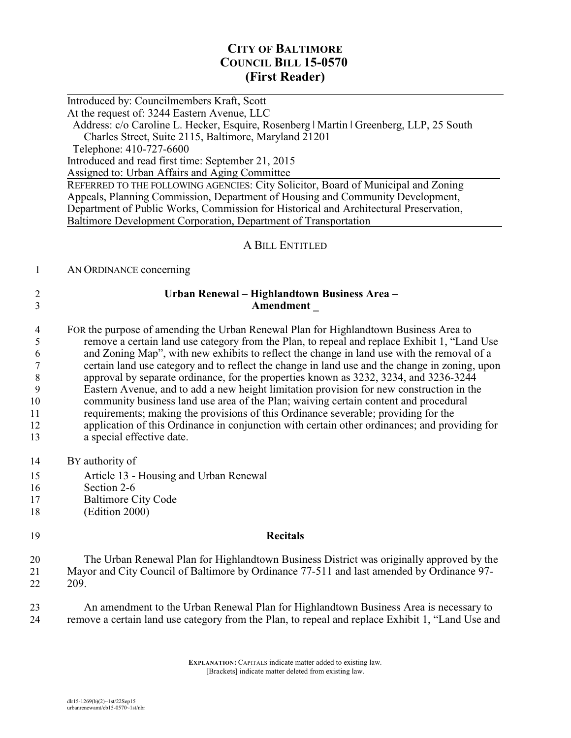# CITY OF BALTIMORE
# COUNCIL BILL 15-0570
# (First Reader)

Introduced by: Councilmembers Kraft, Scott
At the request of: 3244 Eastern Avenue, LLC
Address: c/o Caroline L. Hecker, Esquire, Rosenberg | Martin | Greenberg, LLP, 25 South Charles Street, Suite 2115, Baltimore, Maryland 21201
Telephone: 410-727-6600
Introduced and read first time: September 21, 2015
Assigned to: Urban Affairs and Aging Committee

REFERRED TO THE FOLLOWING AGENCIES: City Solicitor, Board of Municipal and Zoning Appeals, Planning Commission, Department of Housing and Community Development, Department of Public Works, Commission for Historical and Architectural Preservation, Baltimore Development Corporation, Department of Transportation

A BILL ENTITLED

1 AN ORDINANCE concerning

2 **Urban Renewal – Highlandtown Business Area –**
3 **Amendment _**

4 FOR the purpose of amending the Urban Renewal Plan for Highlandtown Business Area to
5 remove a certain land use category from the Plan, to repeal and replace Exhibit 1, "Land Use
6 and Zoning Map", with new exhibits to reflect the change in land use with the removal of a
7 certain land use category and to reflect the change in land use and the change in zoning, upon
8 approval by separate ordinance, for the properties known as 3232, 3234, and 3236-3244
9 Eastern Avenue, and to add a new height limitation provision for new construction in the
10 community business land use area of the Plan; waiving certain content and procedural
11 requirements; making the provisions of this Ordinance severable; providing for the
12 application of this Ordinance in conjunction with certain other ordinances; and providing for
13 a special effective date.

14 BY authority of
15 Article 13 - Housing and Urban Renewal
16 Section 2-6
17 Baltimore City Code
18 (Edition 2000)

19 **Recitals**

20 The Urban Renewal Plan for Highlandtown Business District was originally approved by the
21 Mayor and City Council of Baltimore by Ordinance 77-511 and last amended by Ordinance 97-
22 209.

23 An amendment to the Urban Renewal Plan for Highlandtown Business Area is necessary to
24 remove a certain land use category from the Plan, to repeal and replace Exhibit 1, "Land Use and

**EXPLANATION:** CAPITALS indicate matter added to existing law.
[Brackets] indicate matter deleted from existing law.

dlr15-1269(b)(2)~1st/22Sep15
urbanrenewamt/cb15-0570~1st/nbr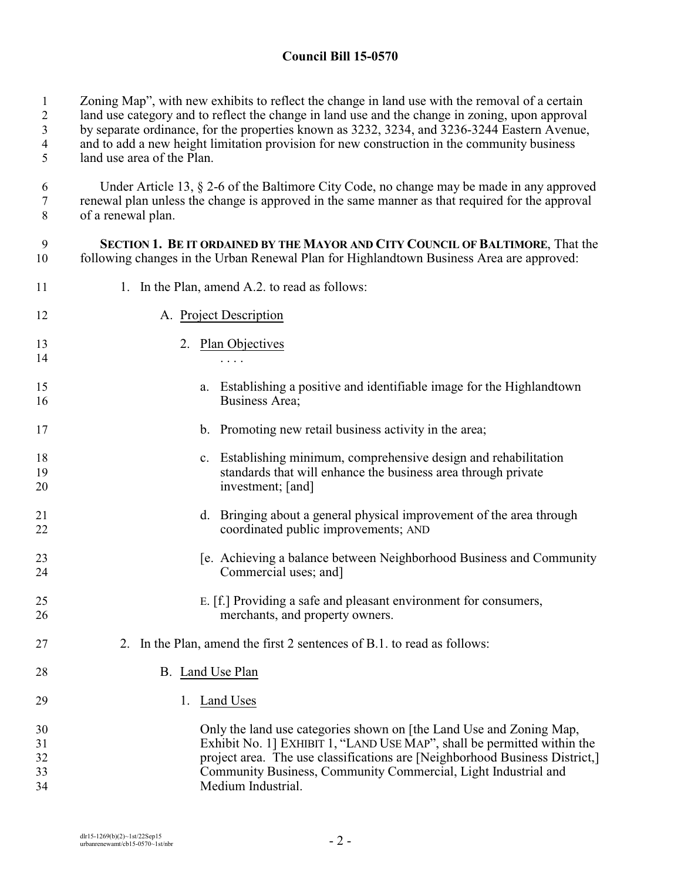## Council Bill 15-0570

Zoning Map", with new exhibits to reflect the change in land use with the removal of a certain land use category and to reflect the change in land use and the change in zoning, upon approval by separate ordinance, for the properties known as 3232, 3234, and 3236-3244 Eastern Avenue, and to add a new height limitation provision for new construction in the community business land use area of the Plan.

Under Article 13, § 2-6 of the Baltimore City Code, no change may be made in any approved renewal plan unless the change is approved in the same manner as that required for the approval of a renewal plan.

**SECTION 1. BE IT ORDAINED BY THE MAYOR AND CITY COUNCIL OF BALTIMORE**, That the following changes in the Urban Renewal Plan for Highlandtown Business Area are approved:

1. In the Plan, amend A.2. to read as follows:

   A. Project Description

   2. Plan Objectives

      . . . .

      a. Establishing a positive and identifiable image for the Highlandtown Business Area;

      b. Promoting new retail business activity in the area;

      c. Establishing minimum, comprehensive design and rehabilitation standards that will enhance the business area through private investment; [and]

      d. Bringing about a general physical improvement of the area through coordinated public improvements; AND

      [e. Achieving a balance between Neighborhood Business and Community Commercial uses; and]

      E. [f.] Providing a safe and pleasant environment for consumers, merchants, and property owners.

2. In the Plan, amend the first 2 sentences of B.1. to read as follows:

   B. Land Use Plan

   1. Land Uses

      Only the land use categories shown on [the Land Use and Zoning Map, Exhibit No. 1] EXHIBIT 1, "LAND USE MAP", shall be permitted within the project area. The use classifications are [Neighborhood Business District,] Community Business, Community Commercial, Light Industrial and Medium Industrial.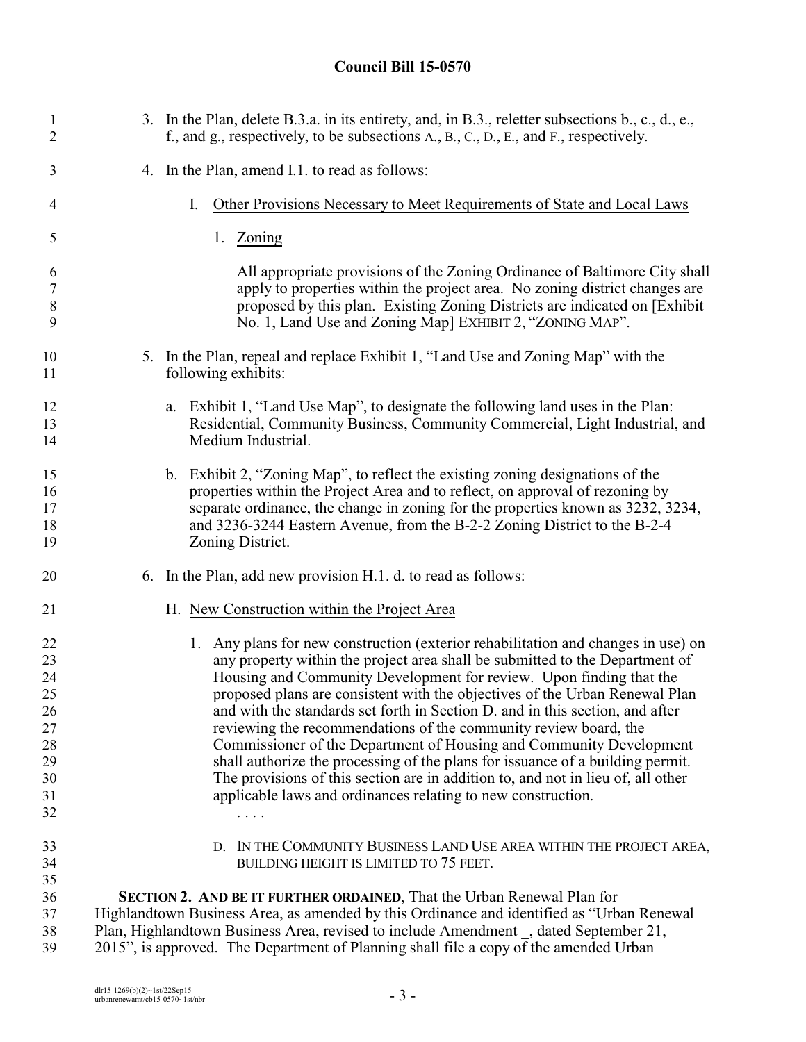3. In the Plan, delete B.3.a. in its entirety, and, in B.3., reletter subsections b., c., d., e., f., and g., respectively, to be subsections A., B., C., D., E., and F., respectively.

4. In the Plan, amend I.1. to read as follows:

   I. Other Provisions Necessary to Meet Requirements of State and Local Laws

   1. Zoning

   All appropriate provisions of the Zoning Ordinance of Baltimore City shall apply to properties within the project area. No zoning district changes are proposed by this plan. Existing Zoning Districts are indicated on [Exhibit No. 1, Land Use and Zoning Map] EXHIBIT 2, "ZONING MAP".

5. In the Plan, repeal and replace Exhibit 1, "Land Use and Zoning Map" with the following exhibits:

   a. Exhibit 1, "Land Use Map", to designate the following land uses in the Plan: Residential, Community Business, Community Commercial, Light Industrial, and Medium Industrial.

   b. Exhibit 2, "Zoning Map", to reflect the existing zoning designations of the properties within the Project Area and to reflect, on approval of rezoning by separate ordinance, the change in zoning for the properties known as 3232, 3234, and 3236-3244 Eastern Avenue, from the B-2-2 Zoning District to the B-2-4 Zoning District.

6. In the Plan, add new provision H.1. d. to read as follows:

   H. New Construction within the Project Area

   1. Any plans for new construction (exterior rehabilitation and changes in use) on any property within the project area shall be submitted to the Department of Housing and Community Development for review. Upon finding that the proposed plans are consistent with the objectives of the Urban Renewal Plan and with the standards set forth in Section D. and in this section, and after reviewing the recommendations of the community review board, the Commissioner of the Department of Housing and Community Development shall authorize the processing of the plans for issuance of a building permit. The provisions of this section are in addition to, and not in lieu of, all other applicable laws and ordinances relating to new construction.

      . . . .

      D. IN THE COMMUNITY BUSINESS LAND USE AREA WITHIN THE PROJECT AREA, BUILDING HEIGHT IS LIMITED TO 75 FEET.

**SECTION 2. AND BE IT FURTHER ORDAINED**, That the Urban Renewal Plan for Highlandtown Business Area, as amended by this Ordinance and identified as "Urban Renewal Plan, Highlandtown Business Area, revised to include Amendment _, dated September 21, 2015", is approved. The Department of Planning shall file a copy of the amended Urban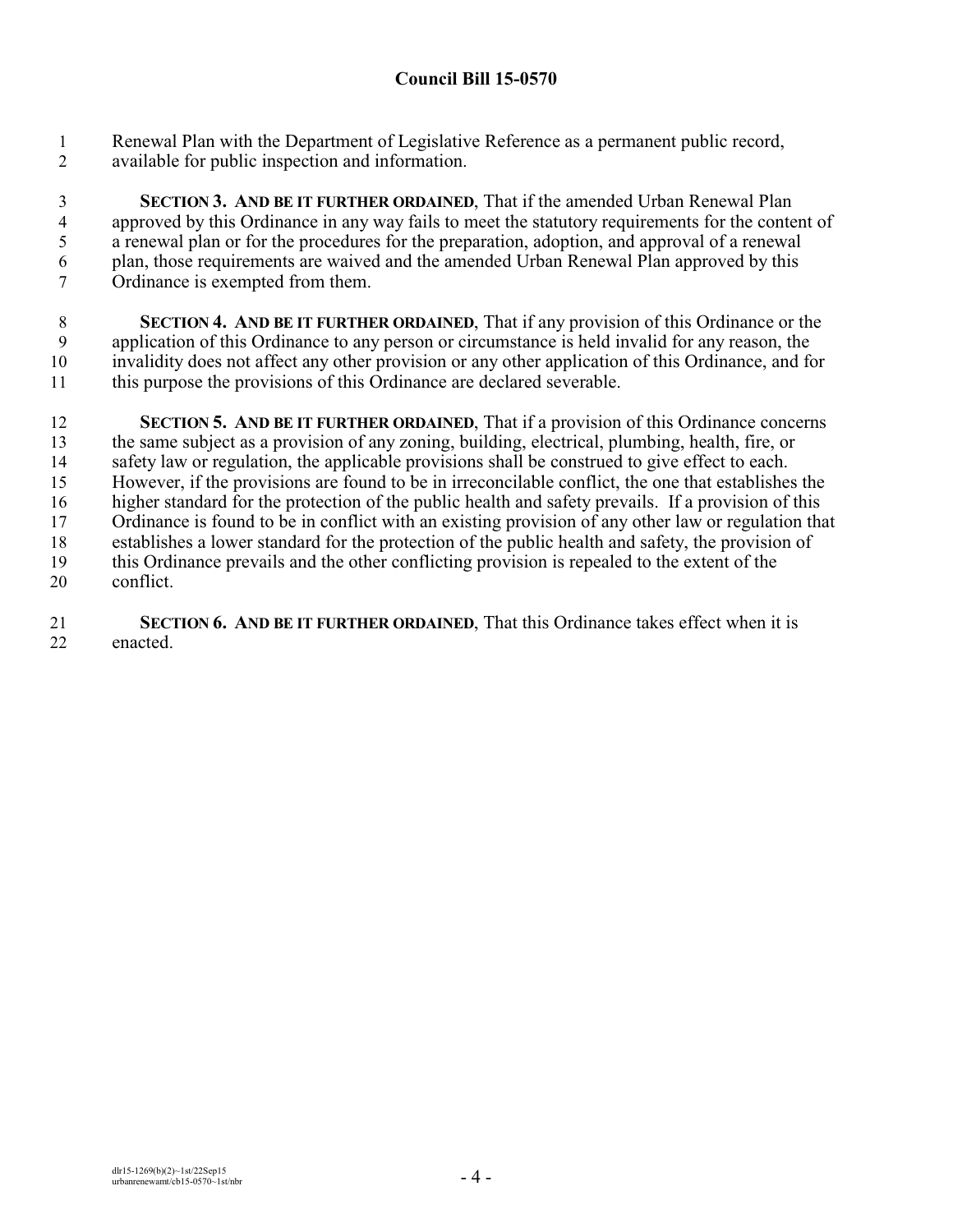Renewal Plan with the Department of Legislative Reference as a permanent public record, available for public inspection and information.

**SECTION 3. AND BE IT FURTHER ORDAINED**, That if the amended Urban Renewal Plan approved by this Ordinance in any way fails to meet the statutory requirements for the content of a renewal plan or for the procedures for the preparation, adoption, and approval of a renewal plan, those requirements are waived and the amended Urban Renewal Plan approved by this Ordinance is exempted from them.

**SECTION 4. AND BE IT FURTHER ORDAINED**, That if any provision of this Ordinance or the application of this Ordinance to any person or circumstance is held invalid for any reason, the invalidity does not affect any other provision or any other application of this Ordinance, and for this purpose the provisions of this Ordinance are declared severable.

**SECTION 5. AND BE IT FURTHER ORDAINED**, That if a provision of this Ordinance concerns the same subject as a provision of any zoning, building, electrical, plumbing, health, fire, or safety law or regulation, the applicable provisions shall be construed to give effect to each. However, if the provisions are found to be in irreconcilable conflict, the one that establishes the higher standard for the protection of the public health and safety prevails. If a provision of this Ordinance is found to be in conflict with an existing provision of any other law or regulation that establishes a lower standard for the protection of the public health and safety, the provision of this Ordinance prevails and the other conflicting provision is repealed to the extent of the conflict.

**SECTION 6. AND BE IT FURTHER ORDAINED**, That this Ordinance takes effect when it is enacted.

dlr15-1269(b)(2)~1st/22Sep15
urbanrenewamt/cb15-0570~1st/nbr